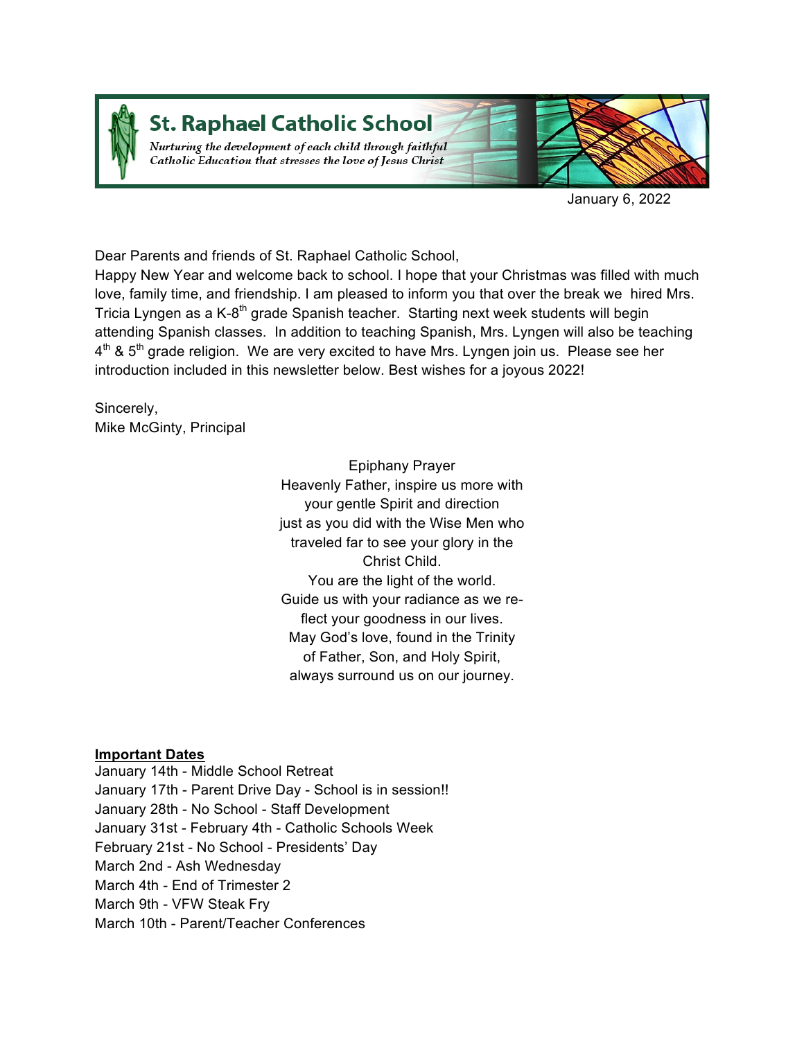# St. Raphael Catholic School

*Nurturing the development of each child through faithful Catholic Education that stresses the love of Jesus Christ*

January 6, 2022

Dear Parents and friends of St. Raphael Catholic School,

Happy New Year and welcome back to school. I hope that your Christmas was filled with much love, family time, and friendship. I am pleased to inform you that over the break we hired Mrs. Tricia Lyngen as a K-8th grade Spanish teacher. Starting next week students will begin attending Spanish classes. In addition to teaching Spanish, Mrs. Lyngen will also be teaching 4th & 5th grade religion. We are very excited to have Mrs. Lyngen join us. Please see her introduction included in this newsletter below. Best wishes for a joyous 2022!

Sincerely,
Mike McGinty, Principal

Epiphany Prayer

Heavenly Father, inspire us more with your gentle Spirit and direction just as you did with the Wise Men who traveled far to see your glory in the Christ Child.
You are the light of the world.
Guide us with your radiance as we reflect your goodness in our lives.
May God's love, found in the Trinity of Father, Son, and Holy Spirit, always surround us on our journey.

**Important Dates**

January 14th - Middle School Retreat
January 17th - Parent Drive Day - School is in session!!
January 28th - No School - Staff Development
January 31st - February 4th - Catholic Schools Week
February 21st - No School - Presidents' Day
March 2nd - Ash Wednesday
March 4th - End of Trimester 2
March 9th - VFW Steak Fry
March 10th - Parent/Teacher Conferences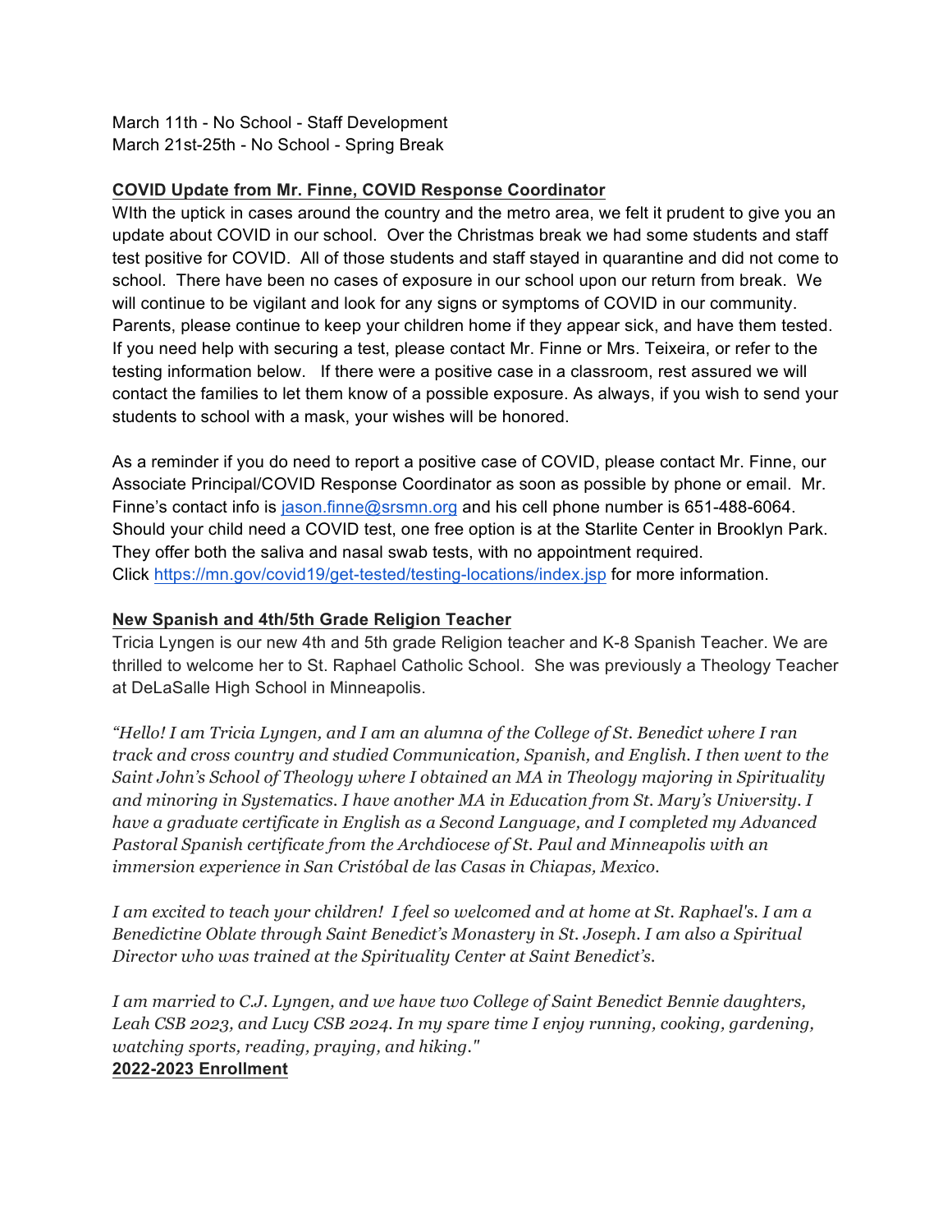March 11th - No School - Staff Development
March 21st-25th - No School - Spring Break

**COVID Update from Mr. Finne, COVID Response Coordinator**

WIth the uptick in cases around the country and the metro area, we felt it prudent to give you an update about COVID in our school. Over the Christmas break we had some students and staff test positive for COVID. All of those students and staff stayed in quarantine and did not come to school. There have been no cases of exposure in our school upon our return from break. We will continue to be vigilant and look for any signs or symptoms of COVID in our community. Parents, please continue to keep your children home if they appear sick, and have them tested. If you need help with securing a test, please contact Mr. Finne or Mrs. Teixeira, or refer to the testing information below. If there were a positive case in a classroom, rest assured we will contact the families to let them know of a possible exposure. As always, if you wish to send your students to school with a mask, your wishes will be honored.

As a reminder if you do need to report a positive case of COVID, please contact Mr. Finne, our Associate Principal/COVID Response Coordinator as soon as possible by phone or email. Mr. Finne's contact info is jason.finne@srsmn.org and his cell phone number is 651-488-6064. Should your child need a COVID test, one free option is at the Starlite Center in Brooklyn Park. They offer both the saliva and nasal swab tests, with no appointment required. Click https://mn.gov/covid19/get-tested/testing-locations/index.jsp for more information.

**New Spanish and 4th/5th Grade Religion Teacher**

Tricia Lyngen is our new 4th and 5th grade Religion teacher and K-8 Spanish Teacher. We are thrilled to welcome her to St. Raphael Catholic School. She was previously a Theology Teacher at DeLaSalle High School in Minneapolis.

*"Hello! I am Tricia Lyngen, and I am an alumna of the College of St. Benedict where I ran track and cross country and studied Communication, Spanish, and English. I then went to the Saint John's School of Theology where I obtained an MA in Theology majoring in Spirituality and minoring in Systematics. I have another MA in Education from St. Mary's University. I have a graduate certificate in English as a Second Language, and I completed my Advanced Pastoral Spanish certificate from the Archdiocese of St. Paul and Minneapolis with an immersion experience in San Cristóbal de las Casas in Chiapas, Mexico.*

*I am excited to teach your children! I feel so welcomed and at home at St. Raphael's. I am a Benedictine Oblate through Saint Benedict's Monastery in St. Joseph. I am also a Spiritual Director who was trained at the Spirituality Center at Saint Benedict's.*

*I am married to C.J. Lyngen, and we have two College of Saint Benedict Bennie daughters, Leah CSB 2023, and Lucy CSB 2024. In my spare time I enjoy running, cooking, gardening, watching sports, reading, praying, and hiking."*

**2022-2023 Enrollment**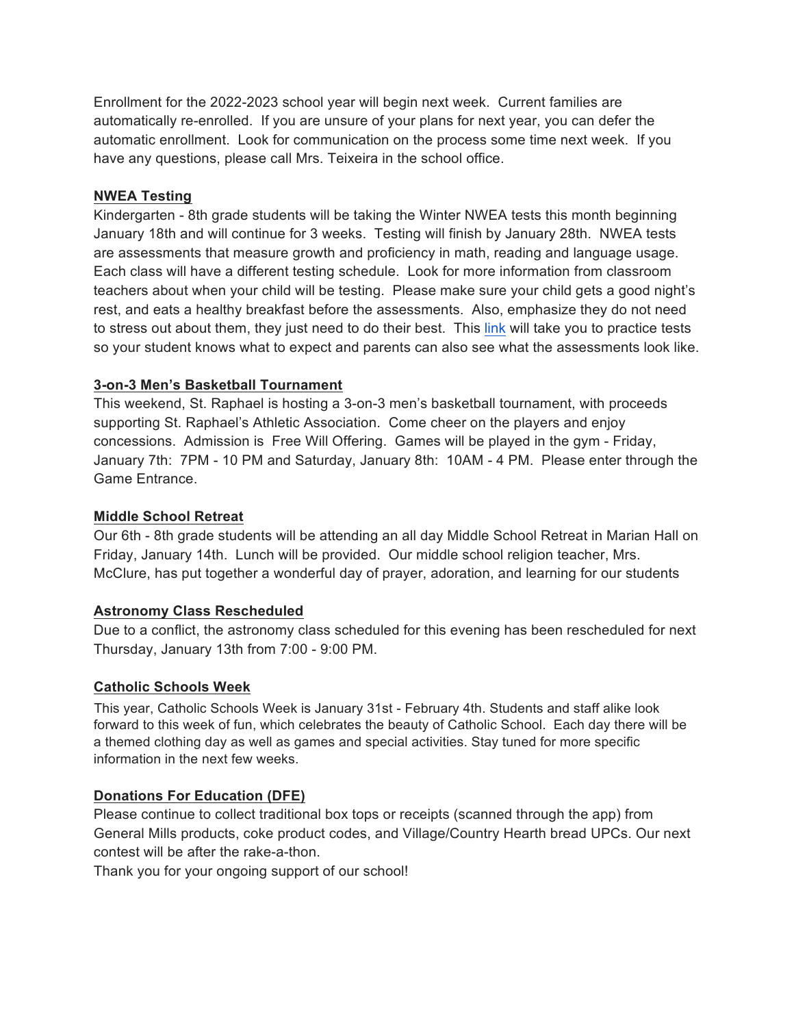Enrollment for the 2022-2023 school year will begin next week. Current families are automatically re-enrolled. If you are unsure of your plans for next year, you can defer the automatic enrollment. Look for communication on the process some time next week. If you have any questions, please call Mrs. Teixeira in the school office.

**NWEA Testing**

Kindergarten - 8th grade students will be taking the Winter NWEA tests this month beginning January 18th and will continue for 3 weeks. Testing will finish by January 28th. NWEA tests are assessments that measure growth and proficiency in math, reading and language usage. Each class will have a different testing schedule. Look for more information from classroom teachers about when your child will be testing. Please make sure your child gets a good night's rest, and eats a healthy breakfast before the assessments. Also, emphasize they do not need to stress out about them, they just need to do their best. This link will take you to practice tests so your student knows what to expect and parents can also see what the assessments look like.

**3-on-3 Men's Basketball Tournament**

This weekend, St. Raphael is hosting a 3-on-3 men's basketball tournament, with proceeds supporting St. Raphael's Athletic Association. Come cheer on the players and enjoy concessions. Admission is Free Will Offering. Games will be played in the gym - Friday, January 7th: 7PM - 10 PM and Saturday, January 8th: 10AM - 4 PM. Please enter through the Game Entrance.

**Middle School Retreat**

Our 6th - 8th grade students will be attending an all day Middle School Retreat in Marian Hall on Friday, January 14th. Lunch will be provided. Our middle school religion teacher, Mrs. McClure, has put together a wonderful day of prayer, adoration, and learning for our students

**Astronomy Class Rescheduled**

Due to a conflict, the astronomy class scheduled for this evening has been rescheduled for next Thursday, January 13th from 7:00 - 9:00 PM.

**Catholic Schools Week**

This year, Catholic Schools Week is January 31st - February 4th. Students and staff alike look forward to this week of fun, which celebrates the beauty of Catholic School. Each day there will be a themed clothing day as well as games and special activities. Stay tuned for more specific information in the next few weeks.

**Donations For Education (DFE)**

Please continue to collect traditional box tops or receipts (scanned through the app) from General Mills products, coke product codes, and Village/Country Hearth bread UPCs. Our next contest will be after the rake-a-thon.

Thank you for your ongoing support of our school!